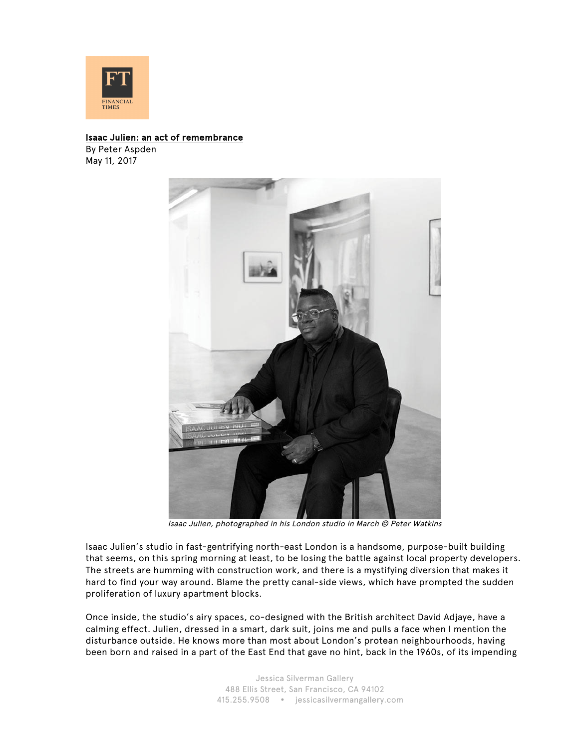FT FINANCIAL TIMES

**Isaac Julien: an act of remembrance**
By Peter Aspden
May 11, 2017

*Isaac Julien, photographed in his London studio in March © Peter Watkins*

Isaac Julien's studio in fast-gentrifying north-east London is a handsome, purpose-built building that seems, on this spring morning at least, to be losing the battle against local property developers. The streets are humming with construction work, and there is a mystifying diversion that makes it hard to find your way around. Blame the pretty canal-side views, which have prompted the sudden proliferation of luxury apartment blocks.

Once inside, the studio's airy spaces, co-designed with the British architect David Adjaye, have a calming effect. Julien, dressed in a smart, dark suit, joins me and pulls a face when I mention the disturbance outside. He knows more than most about London's protean neighbourhoods, having been born and raised in a part of the East End that gave no hint, back in the 1960s, of its impending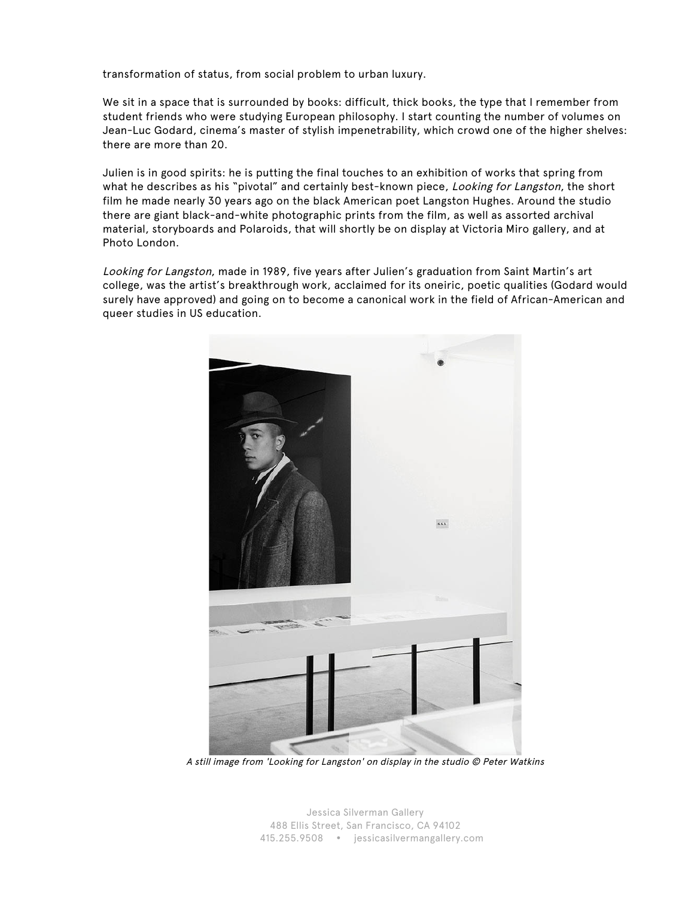transformation of status, from social problem to urban luxury.

We sit in a space that is surrounded by books: difficult, thick books, the type that I remember from student friends who were studying European philosophy. I start counting the number of volumes on Jean-Luc Godard, cinema's master of stylish impenetrability, which crowd one of the higher shelves: there are more than 20.

Julien is in good spirits: he is putting the final touches to an exhibition of works that spring from what he describes as his "pivotal" and certainly best-known piece, *Looking for Langston*, the short film he made nearly 30 years ago on the black American poet Langston Hughes. Around the studio there are giant black-and-white photographic prints from the film, as well as assorted archival material, storyboards and Polaroids, that will shortly be on display at Victoria Miro gallery, and at Photo London.

*Looking for Langston*, made in 1989, five years after Julien's graduation from Saint Martin's art college, was the artist's breakthrough work, acclaimed for its oneiric, poetic qualities (Godard would surely have approved) and going on to become a canonical work in the field of African-American and queer studies in US education.

*A still image from 'Looking for Langston' on display in the studio © Peter Watkins*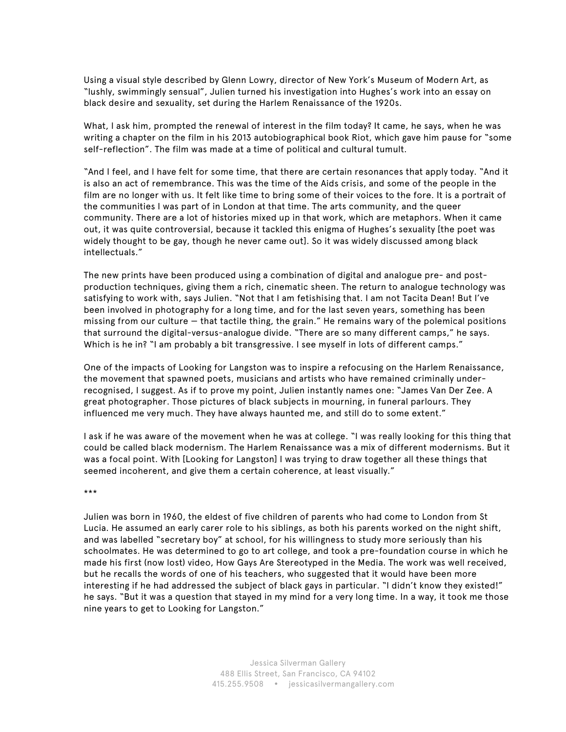Using a visual style described by Glenn Lowry, director of New York's Museum of Modern Art, as "lushly, swimmingly sensual", Julien turned his investigation into Hughes's work into an essay on black desire and sexuality, set during the Harlem Renaissance of the 1920s.

What, I ask him, prompted the renewal of interest in the film today? It came, he says, when he was writing a chapter on the film in his 2013 autobiographical book Riot, which gave him pause for "some self-reflection". The film was made at a time of political and cultural tumult.

"And I feel, and I have felt for some time, that there are certain resonances that apply today. "And it is also an act of remembrance. This was the time of the Aids crisis, and some of the people in the film are no longer with us. It felt like time to bring some of their voices to the fore. It is a portrait of the communities I was part of in London at that time. The arts community, and the queer community. There are a lot of histories mixed up in that work, which are metaphors. When it came out, it was quite controversial, because it tackled this enigma of Hughes's sexuality [the poet was widely thought to be gay, though he never came out]. So it was widely discussed among black intellectuals."

The new prints have been produced using a combination of digital and analogue pre- and post-production techniques, giving them a rich, cinematic sheen. The return to analogue technology was satisfying to work with, says Julien. "Not that I am fetishising that. I am not Tacita Dean! But I've been involved in photography for a long time, and for the last seven years, something has been missing from our culture – that tactile thing, the grain." He remains wary of the polemical positions that surround the digital-versus-analogue divide. "There are so many different camps," he says. Which is he in? "I am probably a bit transgressive. I see myself in lots of different camps."

One of the impacts of Looking for Langston was to inspire a refocusing on the Harlem Renaissance, the movement that spawned poets, musicians and artists who have remained criminally under-recognised, I suggest. As if to prove my point, Julien instantly names one: "James Van Der Zee. A great photographer. Those pictures of black subjects in mourning, in funeral parlours. They influenced me very much. They have always haunted me, and still do to some extent."

I ask if he was aware of the movement when he was at college. "I was really looking for this thing that could be called black modernism. The Harlem Renaissance was a mix of different modernisms. But it was a focal point. With [Looking for Langston] I was trying to draw together all these things that seemed incoherent, and give them a certain coherence, at least visually."

***

Julien was born in 1960, the eldest of five children of parents who had come to London from St Lucia. He assumed an early carer role to his siblings, as both his parents worked on the night shift, and was labelled "secretary boy" at school, for his willingness to study more seriously than his schoolmates. He was determined to go to art college, and took a pre-foundation course in which he made his first (now lost) video, How Gays Are Stereotyped in the Media. The work was well received, but he recalls the words of one of his teachers, who suggested that it would have been more interesting if he had addressed the subject of black gays in particular. "I didn't know they existed!" he says. "But it was a question that stayed in my mind for a very long time. In a way, it took me those nine years to get to Looking for Langston."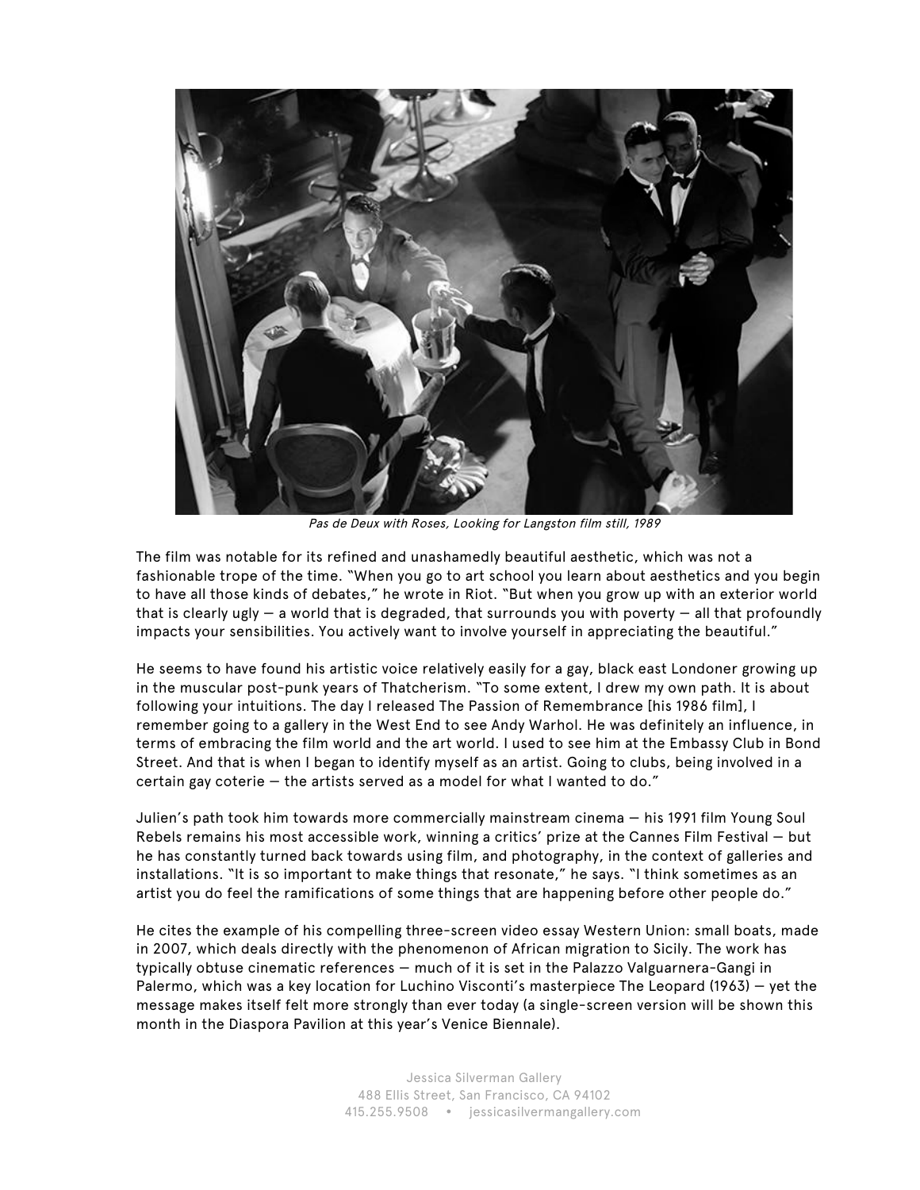*Pas de Deux with Roses, Looking for Langston film still, 1989*

The film was notable for its refined and unashamedly beautiful aesthetic, which was not a fashionable trope of the time. "When you go to art school you learn about aesthetics and you begin to have all those kinds of debates," he wrote in Riot. "But when you grow up with an exterior world that is clearly ugly — a world that is degraded, that surrounds you with poverty — all that profoundly impacts your sensibilities. You actively want to involve yourself in appreciating the beautiful."

He seems to have found his artistic voice relatively easily for a gay, black east Londoner growing up in the muscular post-punk years of Thatcherism. "To some extent, I drew my own path. It is about following your intuitions. The day I released The Passion of Remembrance [his 1986 film], I remember going to a gallery in the West End to see Andy Warhol. He was definitely an influence, in terms of embracing the film world and the art world. I used to see him at the Embassy Club in Bond Street. And that is when I began to identify myself as an artist. Going to clubs, being involved in a certain gay coterie — the artists served as a model for what I wanted to do."

Julien's path took him towards more commercially mainstream cinema — his 1991 film Young Soul Rebels remains his most accessible work, winning a critics' prize at the Cannes Film Festival — but he has constantly turned back towards using film, and photography, in the context of galleries and installations. "It is so important to make things that resonate," he says. "I think sometimes as an artist you do feel the ramifications of some things that are happening before other people do."

He cites the example of his compelling three-screen video essay Western Union: small boats, made in 2007, which deals directly with the phenomenon of African migration to Sicily. The work has typically obtuse cinematic references — much of it is set in the Palazzo Valguarnera-Gangi in Palermo, which was a key location for Luchino Visconti's masterpiece The Leopard (1963) — yet the message makes itself felt more strongly than ever today (a single-screen version will be shown this month in the Diaspora Pavilion at this year's Venice Biennale).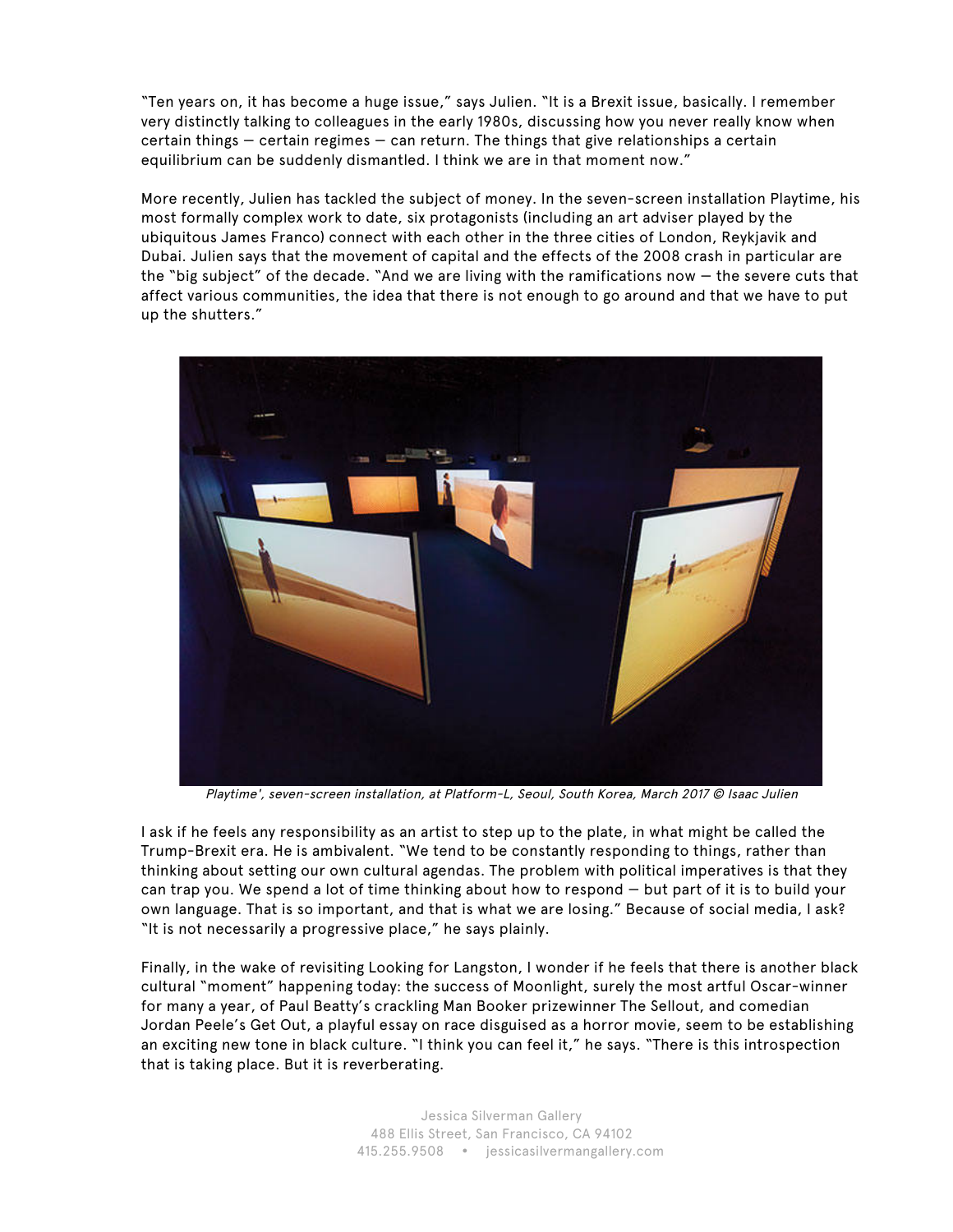"Ten years on, it has become a huge issue," says Julien. "It is a Brexit issue, basically. I remember very distinctly talking to colleagues in the early 1980s, discussing how you never really know when certain things — certain regimes — can return. The things that give relationships a certain equilibrium can be suddenly dismantled. I think we are in that moment now."

More recently, Julien has tackled the subject of money. In the seven-screen installation Playtime, his most formally complex work to date, six protagonists (including an art adviser played by the ubiquitous James Franco) connect with each other in the three cities of London, Reykjavik and Dubai. Julien says that the movement of capital and the effects of the 2008 crash in particular are the "big subject" of the decade. "And we are living with the ramifications now — the severe cuts that affect various communities, the idea that there is not enough to go around and that we have to put up the shutters."

*Playtime', seven-screen installation, at Platform-L, Seoul, South Korea, March 2017 © Isaac Julien*

I ask if he feels any responsibility as an artist to step up to the plate, in what might be called the Trump-Brexit era. He is ambivalent. "We tend to be constantly responding to things, rather than thinking about setting our own cultural agendas. The problem with political imperatives is that they can trap you. We spend a lot of time thinking about how to respond — but part of it is to build your own language. That is so important, and that is what we are losing." Because of social media, I ask? "It is not necessarily a progressive place," he says plainly.

Finally, in the wake of revisiting Looking for Langston, I wonder if he feels that there is another black cultural "moment" happening today: the success of Moonlight, surely the most artful Oscar-winner for many a year, of Paul Beatty's crackling Man Booker prizewinner The Sellout, and comedian Jordan Peele's Get Out, a playful essay on race disguised as a horror movie, seem to be establishing an exciting new tone in black culture. "I think you can feel it," he says. "There is this introspection that is taking place. But it is reverberating.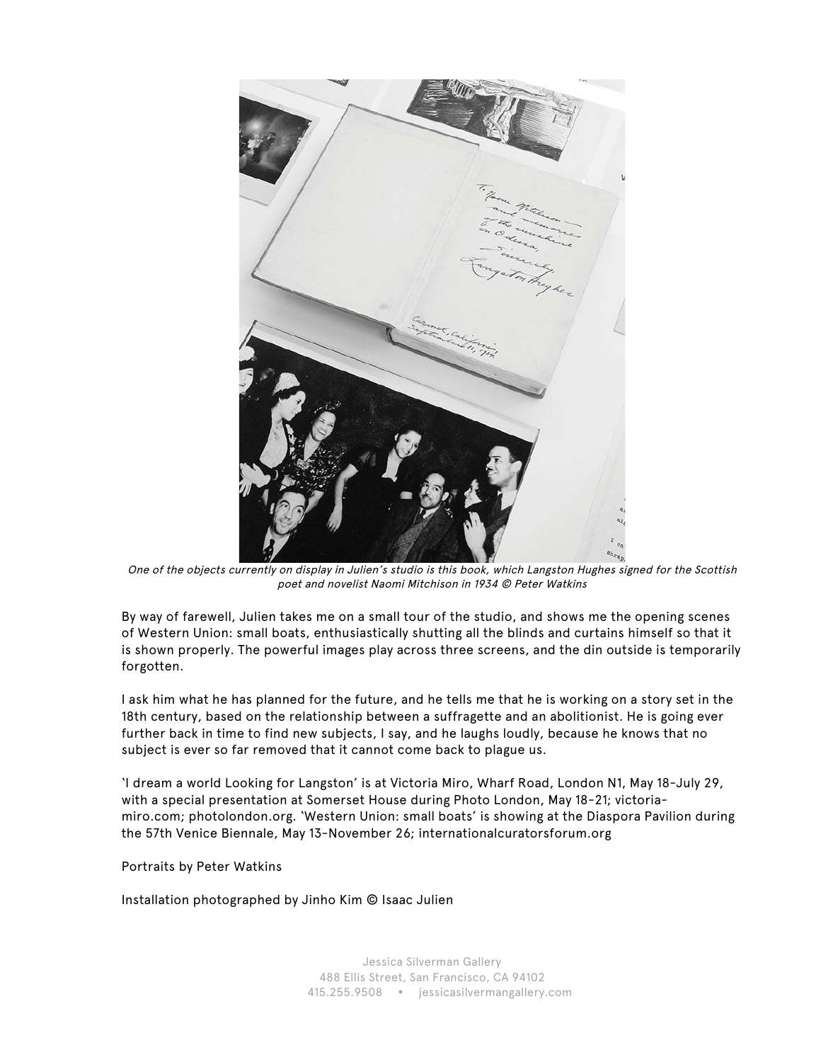*One of the objects currently on display in Julien's studio is this book, which Langston Hughes signed for the Scottish poet and novelist Naomi Mitchison in 1934 © Peter Watkins*

By way of farewell, Julien takes me on a small tour of the studio, and shows me the opening scenes of Western Union: small boats, enthusiastically shutting all the blinds and curtains himself so that it is shown properly. The powerful images play across three screens, and the din outside is temporarily forgotten.

I ask him what he has planned for the future, and he tells me that he is working on a story set in the 18th century, based on the relationship between a suffragette and an abolitionist. He is going ever further back in time to find new subjects, I say, and he laughs loudly, because he knows that no subject is ever so far removed that it cannot come back to plague us.

'I dream a world Looking for Langston' is at Victoria Miro, Wharf Road, London N1, May 18–July 29, with a special presentation at Somerset House during Photo London, May 18–21; victoria-miro.com; photolondon.org. 'Western Union: small boats' is showing at the Diaspora Pavilion during the 57th Venice Biennale, May 13–November 26; internationalcuratorsforum.org

Portraits by Peter Watkins

Installation photographed by Jinho Kim © Isaac Julien